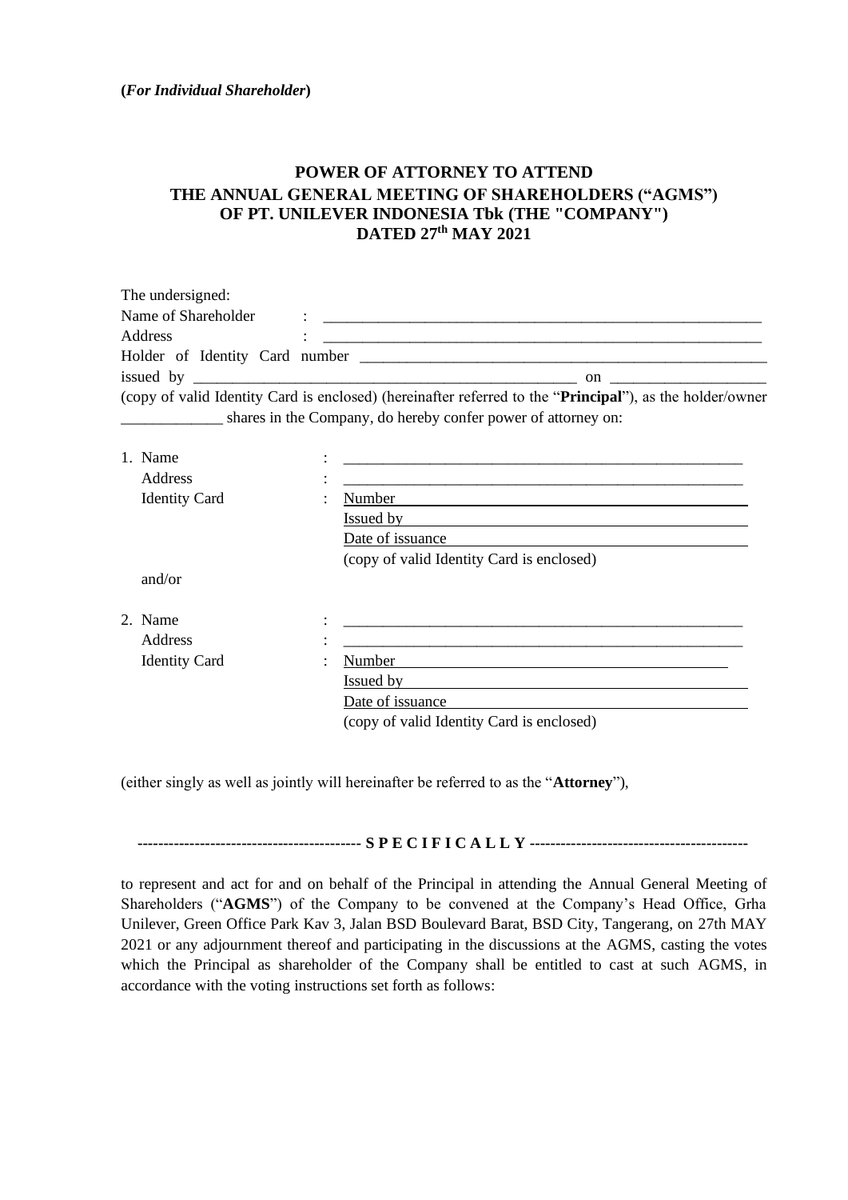**(*For Individual Shareholder*)**

# POWER OF ATTORNEY TO ATTEND THE ANNUAL GENERAL MEETING OF SHAREHOLDERS ("AGMS") OF PT. UNILEVER INDONESIA Tbk (THE "COMPANY") DATED 27th MAY 2021

The undersigned:

Name of Shareholder : ______________________________________________________

Address : ______________________________________________________

Holder of Identity Card number ______________________________________________________

issued by ______________________________________________ on ____________________

(copy of valid Identity Card is enclosed) (hereinafter referred to the "**Principal**"), as the holder/owner _____________ shares in the Company, do hereby confer power of attorney on:

1. Name : ______________________________________________________

   Address : ______________________________________________________

   Identity Card : Number ______________________________________________

   Issued by ______________________________________________

   Date of issuance ______________________________________________

   (copy of valid Identity Card is enclosed)

   and/or

2. Name : ______________________________________________________

   Address : ______________________________________________________

   Identity Card : Number ______________________________________________

   Issued by ______________________________________________

   Date of issuance ______________________________________________

   (copy of valid Identity Card is enclosed)

(either singly as well as jointly will hereinafter be referred to as the "**Attorney**"),

**------------------------------------------- S P E C I F I C A L L Y ------------------------------------------**

to represent and act for and on behalf of the Principal in attending the Annual General Meeting of Shareholders ("**AGMS**") of the Company to be convened at the Company's Head Office, Grha Unilever, Green Office Park Kav 3, Jalan BSD Boulevard Barat, BSD City, Tangerang, on 27th MAY 2021 or any adjournment thereof and participating in the discussions at the AGMS, casting the votes which the Principal as shareholder of the Company shall be entitled to cast at such AGMS, in accordance with the voting instructions set forth as follows: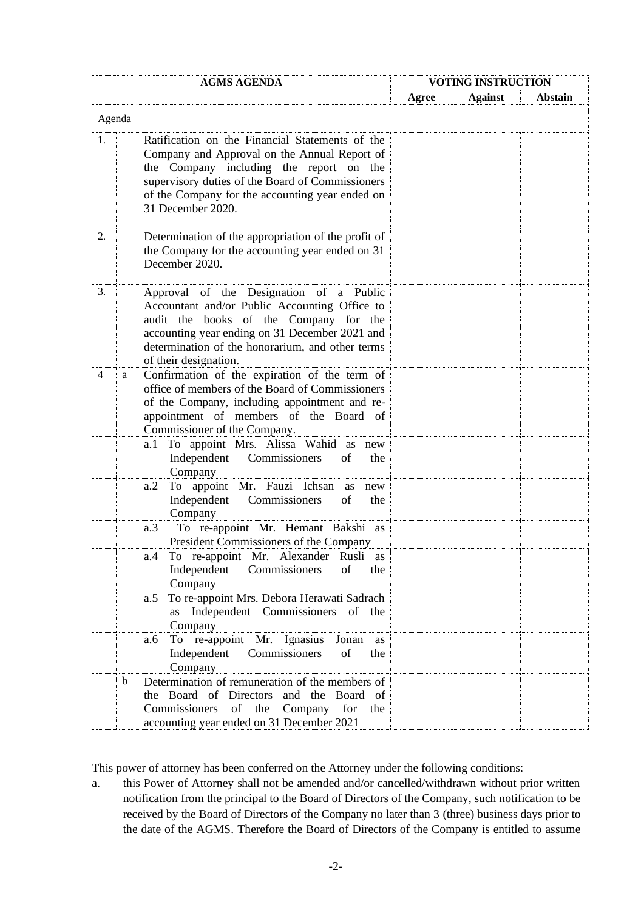| AGMS AGENDA | | | VOTING INSTRUCTION | | |
|---|---|---|---|---|---|
| | | | Agree | Against | Abstain |
| Agenda | | | | | |
| 1. | | Ratification on the Financial Statements of the Company and Approval on the Annual Report of the Company including the report on the supervisory duties of the Board of Commissioners of the Company for the accounting year ended on 31 December 2020. | | | |
| 2. | | Determination of the appropriation of the profit of the Company for the accounting year ended on 31 December 2020. | | | |
| 3. | | Approval of the Designation of a Public Accountant and/or Public Accounting Office to audit the books of the Company for the accounting year ending on 31 December 2021 and determination of the honorarium, and other terms of their designation. | | | |
| 4 | a | Confirmation of the expiration of the term of office of members of the Board of Commissioners of the Company, including appointment and re-appointment of members of the Board of Commissioner of the Company. | | | |
| | | a.1 To appoint Mrs. Alissa Wahid as new Independent Commissioners of the Company | | | |
| | | a.2 To appoint Mr. Fauzi Ichsan as new Independent Commissioners of the Company | | | |
| | | a.3 To re-appoint Mr. Hemant Bakshi as President Commissioners of the Company | | | |
| | | a.4 To re-appoint Mr. Alexander Rusli as Independent Commissioners of the Company | | | |
| | | a.5 To re-appoint Mrs. Debora Herawati Sadrach as Independent Commissioners of the Company | | | |
| | | a.6 To re-appoint Mr. Ignasius Jonan as Independent Commissioners of the Company | | | |
| | b | Determination of remuneration of the members of the Board of Directors and the Board of Commissioners of the Company for the accounting year ended on 31 December 2021 | | | |

This power of attorney has been conferred on the Attorney under the following conditions:

a. this Power of Attorney shall not be amended and/or cancelled/withdrawn without prior written notification from the principal to the Board of Directors of the Company, such notification to be received by the Board of Directors of the Company no later than 3 (three) business days prior to the date of the AGMS. Therefore the Board of Directors of the Company is entitled to assume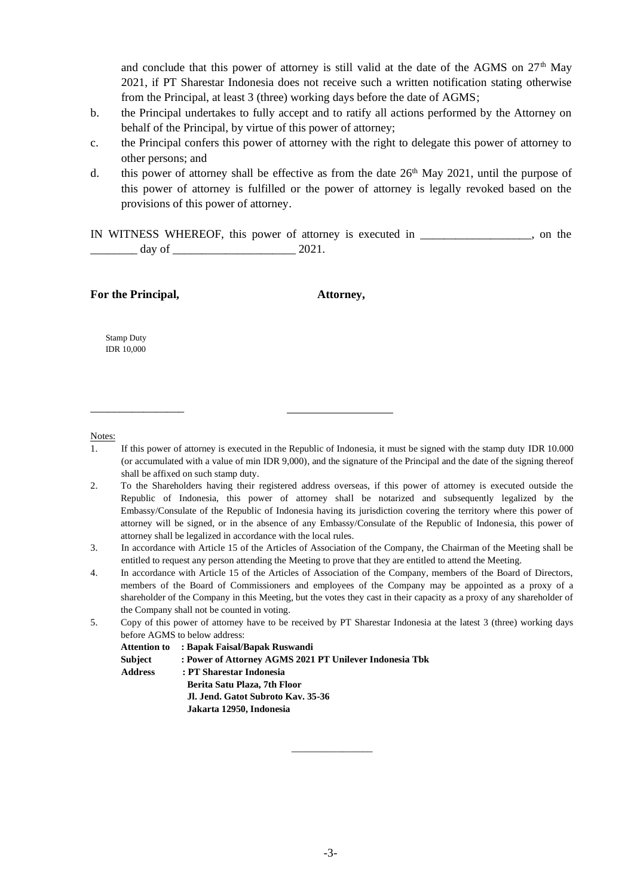and conclude that this power of attorney is still valid at the date of the AGMS on 27th May 2021, if PT Sharestar Indonesia does not receive such a written notification stating otherwise from the Principal, at least 3 (three) working days before the date of AGMS;

b. the Principal undertakes to fully accept and to ratify all actions performed by the Attorney on behalf of the Principal, by virtue of this power of attorney;

c. the Principal confers this power of attorney with the right to delegate this power of attorney to other persons; and

d. this power of attorney shall be effective as from the date 26th May 2021, until the purpose of this power of attorney is fulfilled or the power of attorney is legally revoked based on the provisions of this power of attorney.

IN WITNESS WHEREOF, this power of attorney is executed in ___________________, on the ________ day of _____________________ 2021.

**For the Principal,** **Attorney,**

Stamp Duty
IDR 10,000

_________________ ___________________

Notes:

1. If this power of attorney is executed in the Republic of Indonesia, it must be signed with the stamp duty IDR 10.000 (or accumulated with a value of min IDR 9,000), and the signature of the Principal and the date of the signing thereof shall be affixed on such stamp duty.
2. To the Shareholders having their registered address overseas, if this power of attorney is executed outside the Republic of Indonesia, this power of attorney shall be notarized and subsequently legalized by the Embassy/Consulate of the Republic of Indonesia having its jurisdiction covering the territory where this power of attorney will be signed, or in the absence of any Embassy/Consulate of the Republic of Indonesia, this power of attorney shall be legalized in accordance with the local rules.
3. In accordance with Article 15 of the Articles of Association of the Company, the Chairman of the Meeting shall be entitled to request any person attending the Meeting to prove that they are entitled to attend the Meeting.
4. In accordance with Article 15 of the Articles of Association of the Company, members of the Board of Directors, members of the Board of Commissioners and employees of the Company may be appointed as a proxy of a shareholder of the Company in this Meeting, but the votes they cast in their capacity as a proxy of any shareholder of the Company shall not be counted in voting.
5. Copy of this power of attorney have to be received by PT Sharestar Indonesia at the latest 3 (three) working days before AGMS to below address:

**Attention to : Bapak Faisal/Bapak Ruswandi**
**Subject : Power of Attorney AGMS 2021 PT Unilever Indonesia Tbk**
**Address : PT Sharestar Indonesia**
**Berita Satu Plaza, 7th Floor**
**Jl. Jend. Gatot Subroto Kav. 35-36**
**Jakarta 12950, Indonesia**

_______________